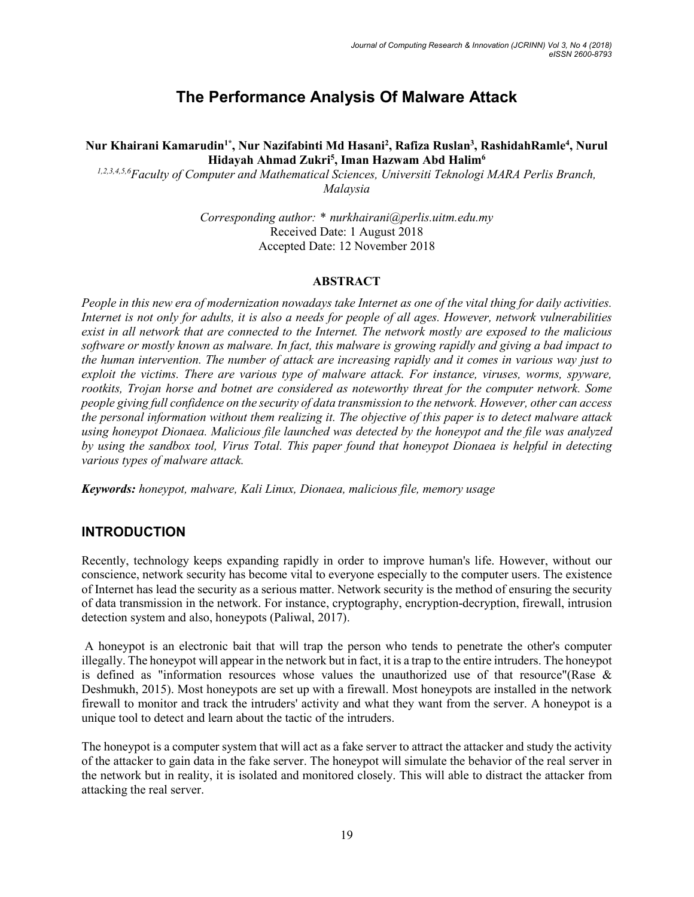# The Performance Analysis Of Malware Attack

**Nur Khairani Kamarudin[1*], Nur Nazifabinti Md Hasani[2], Rafiza Ruslan[3], RashidahRamle[4], Nurul Hidayah Ahmad Zukri[5], Iman Hazwam Abd Halim[6]**

*[1,2,3,4,5,6]Faculty of Computer and Mathematical Sciences, Universiti Teknologi MARA Perlis Branch, Malaysia*

*Corresponding author: \* nurkhairani@perlis.uitm.edu.my*
Received Date: 1 August 2018
Accepted Date: 12 November 2018

**ABSTRACT**

*People in this new era of modernization nowadays take Internet as one of the vital thing for daily activities. Internet is not only for adults, it is also a needs for people of all ages. However, network vulnerabilities exist in all network that are connected to the Internet. The network mostly are exposed to the malicious software or mostly known as malware. In fact, this malware is growing rapidly and giving a bad impact to the human intervention. The number of attack are increasing rapidly and it comes in various way just to exploit the victims. There are various type of malware attack. For instance, viruses, worms, spyware, rootkits, Trojan horse and botnet are considered as noteworthy threat for the computer network. Some people giving full confidence on the security of data transmission to the network. However, other can access the personal information without them realizing it. The objective of this paper is to detect malware attack using honeypot Dionaea. Malicious file launched was detected by the honeypot and the file was analyzed by using the sandbox tool, Virus Total. This paper found that honeypot Dionaea is helpful in detecting various types of malware attack.*

***Keywords:*** *honeypot, malware, Kali Linux, Dionaea, malicious file, memory usage*

## INTRODUCTION

Recently, technology keeps expanding rapidly in order to improve human's life. However, without our conscience, network security has become vital to everyone especially to the computer users. The existence of Internet has lead the security as a serious matter. Network security is the method of ensuring the security of data transmission in the network. For instance, cryptography, encryption-decryption, firewall, intrusion detection system and also, honeypots (Paliwal, 2017).

A honeypot is an electronic bait that will trap the person who tends to penetrate the other's computer illegally. The honeypot will appear in the network but in fact, it is a trap to the entire intruders. The honeypot is defined as "information resources whose values the unauthorized use of that resource"(Rase & Deshmukh, 2015). Most honeypots are set up with a firewall. Most honeypots are installed in the network firewall to monitor and track the intruders' activity and what they want from the server. A honeypot is a unique tool to detect and learn about the tactic of the intruders.

The honeypot is a computer system that will act as a fake server to attract the attacker and study the activity of the attacker to gain data in the fake server. The honeypot will simulate the behavior of the real server in the network but in reality, it is isolated and monitored closely. This will able to distract the attacker from attacking the real server.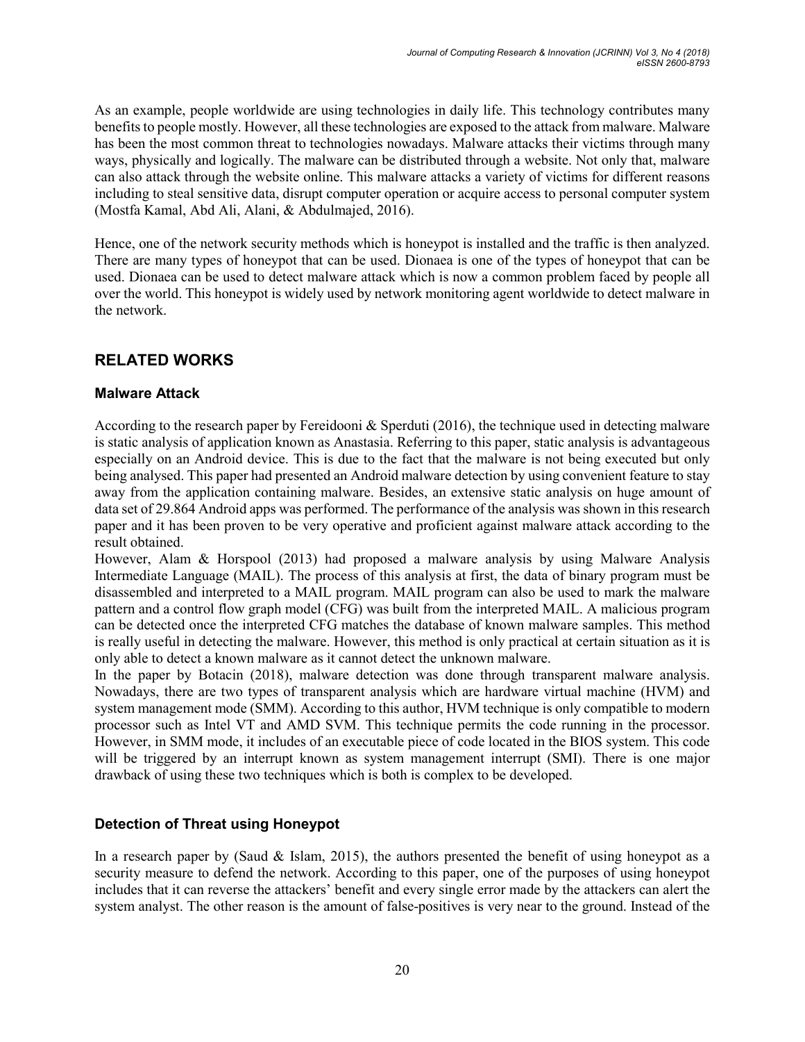As an example, people worldwide are using technologies in daily life. This technology contributes many benefits to people mostly. However, all these technologies are exposed to the attack from malware. Malware has been the most common threat to technologies nowadays. Malware attacks their victims through many ways, physically and logically. The malware can be distributed through a website. Not only that, malware can also attack through the website online. This malware attacks a variety of victims for different reasons including to steal sensitive data, disrupt computer operation or acquire access to personal computer system (Mostfa Kamal, Abd Ali, Alani, & Abdulmajed, 2016).

Hence, one of the network security methods which is honeypot is installed and the traffic is then analyzed. There are many types of honeypot that can be used. Dionaea is one of the types of honeypot that can be used. Dionaea can be used to detect malware attack which is now a common problem faced by people all over the world. This honeypot is widely used by network monitoring agent worldwide to detect malware in the network.

## RELATED WORKS

### Malware Attack

According to the research paper by Fereidooni & Sperduti (2016), the technique used in detecting malware is static analysis of application known as Anastasia. Referring to this paper, static analysis is advantageous especially on an Android device. This is due to the fact that the malware is not being executed but only being analysed. This paper had presented an Android malware detection by using convenient feature to stay away from the application containing malware. Besides, an extensive static analysis on huge amount of data set of 29.864 Android apps was performed. The performance of the analysis was shown in this research paper and it has been proven to be very operative and proficient against malware attack according to the result obtained.

However, Alam & Horspool (2013) had proposed a malware analysis by using Malware Analysis Intermediate Language (MAIL). The process of this analysis at first, the data of binary program must be disassembled and interpreted to a MAIL program. MAIL program can also be used to mark the malware pattern and a control flow graph model (CFG) was built from the interpreted MAIL. A malicious program can be detected once the interpreted CFG matches the database of known malware samples. This method is really useful in detecting the malware. However, this method is only practical at certain situation as it is only able to detect a known malware as it cannot detect the unknown malware.

In the paper by Botacin (2018), malware detection was done through transparent malware analysis. Nowadays, there are two types of transparent analysis which are hardware virtual machine (HVM) and system management mode (SMM). According to this author, HVM technique is only compatible to modern processor such as Intel VT and AMD SVM. This technique permits the code running in the processor. However, in SMM mode, it includes of an executable piece of code located in the BIOS system. This code will be triggered by an interrupt known as system management interrupt (SMI). There is one major drawback of using these two techniques which is both is complex to be developed.

### Detection of Threat using Honeypot

In a research paper by (Saud & Islam, 2015), the authors presented the benefit of using honeypot as a security measure to defend the network. According to this paper, one of the purposes of using honeypot includes that it can reverse the attackers' benefit and every single error made by the attackers can alert the system analyst. The other reason is the amount of false-positives is very near to the ground. Instead of the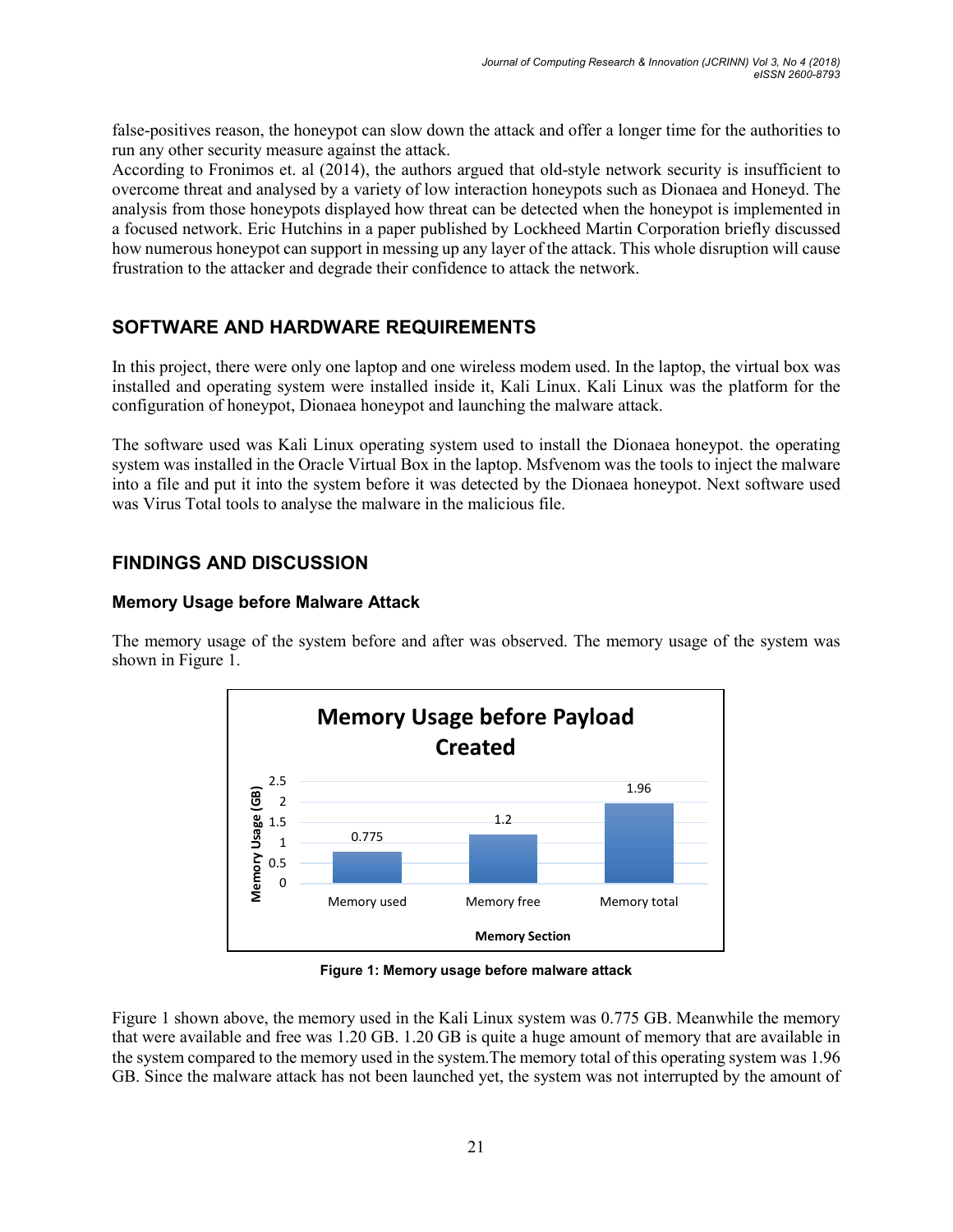false-positives reason, the honeypot can slow down the attack and offer a longer time for the authorities to run any other security measure against the attack.
According to Fronimos et. al (2014), the authors argued that old-style network security is insufficient to overcome threat and analysed by a variety of low interaction honeypots such as Dionaea and Honeyd. The analysis from those honeypots displayed how threat can be detected when the honeypot is implemented in a focused network. Eric Hutchins in a paper published by Lockheed Martin Corporation briefly discussed how numerous honeypot can support in messing up any layer of the attack. This whole disruption will cause frustration to the attacker and degrade their confidence to attack the network.

## SOFTWARE AND HARDWARE REQUIREMENTS

In this project, there were only one laptop and one wireless modem used. In the laptop, the virtual box was installed and operating system were installed inside it, Kali Linux. Kali Linux was the platform for the configuration of honeypot, Dionaea honeypot and launching the malware attack.

The software used was Kali Linux operating system used to install the Dionaea honeypot. the operating system was installed in the Oracle Virtual Box in the laptop. Msfvenom was the tools to inject the malware into a file and put it into the system before it was detected by the Dionaea honeypot. Next software used was Virus Total tools to analyse the malware in the malicious file.

## FINDINGS AND DISCUSSION

### Memory Usage before Malware Attack

The memory usage of the system before and after was observed. The memory usage of the system was shown in Figure 1.

**Memory Usage before Payload Created**

| Memory Section | Memory Usage (GB) |
|---|---|
| Memory used | 0.775 |
| Memory free | 1.2 |
| Memory total | 1.96 |

**Figure 1: Memory usage before malware attack**

Figure 1 shown above, the memory used in the Kali Linux system was 0.775 GB. Meanwhile the memory that were available and free was 1.20 GB. 1.20 GB is quite a huge amount of memory that are available in the system compared to the memory used in the system.The memory total of this operating system was 1.96 GB. Since the malware attack has not been launched yet, the system was not interrupted by the amount of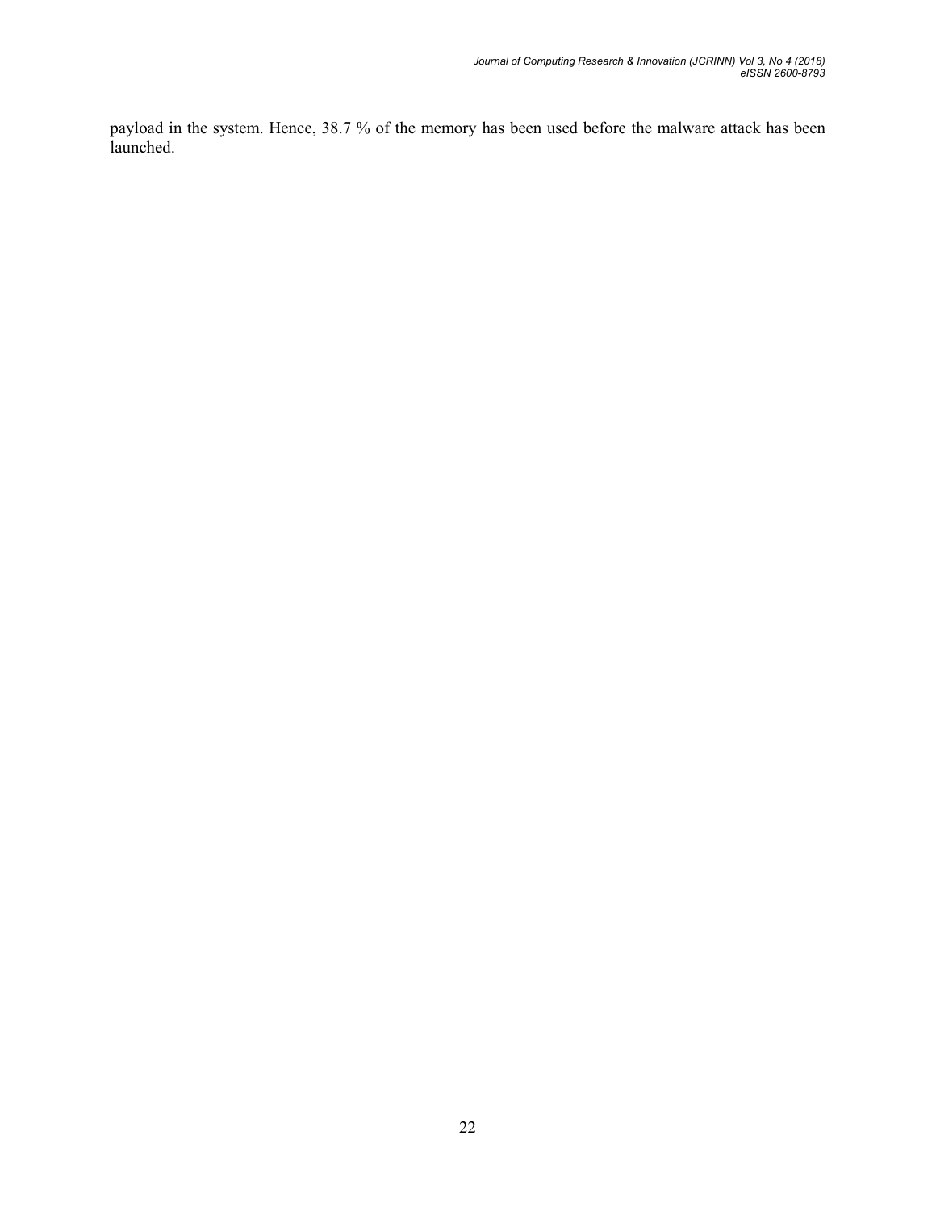payload in the system. Hence, 38.7 % of the memory has been used before the malware attack has been launched.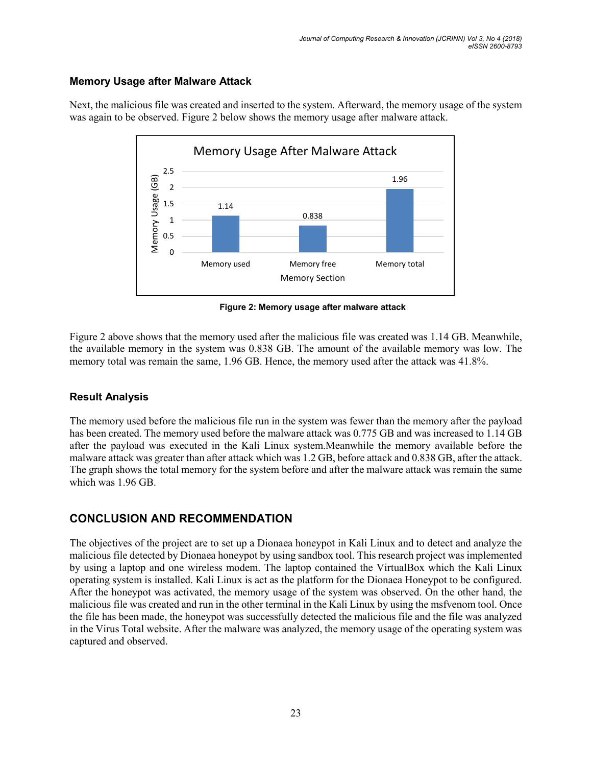### Memory Usage after Malware Attack

Next, the malicious file was created and inserted to the system. Afterward, the memory usage of the system was again to be observed. Figure 2 below shows the memory usage after malware attack.

**Figure 2: Memory usage after malware attack**

Figure 2 above shows that the memory used after the malicious file was created was 1.14 GB. Meanwhile, the available memory in the system was 0.838 GB. The amount of the available memory was low. The memory total was remain the same, 1.96 GB. Hence, the memory used after the attack was 41.8%.

### Result Analysis

The memory used before the malicious file run in the system was fewer than the memory after the payload has been created. The memory used before the malware attack was 0.775 GB and was increased to 1.14 GB after the payload was executed in the Kali Linux system.Meanwhile the memory available before the malware attack was greater than after attack which was 1.2 GB, before attack and 0.838 GB, after the attack. The graph shows the total memory for the system before and after the malware attack was remain the same which was 1.96 GB.

## CONCLUSION AND RECOMMENDATION

The objectives of the project are to set up a Dionaea honeypot in Kali Linux and to detect and analyze the malicious file detected by Dionaea honeypot by using sandbox tool. This research project was implemented by using a laptop and one wireless modem. The laptop contained the VirtualBox which the Kali Linux operating system is installed. Kali Linux is act as the platform for the Dionaea Honeypot to be configured. After the honeypot was activated, the memory usage of the system was observed. On the other hand, the malicious file was created and run in the other terminal in the Kali Linux by using the msfvenom tool. Once the file has been made, the honeypot was successfully detected the malicious file and the file was analyzed in the Virus Total website. After the malware was analyzed, the memory usage of the operating system was captured and observed.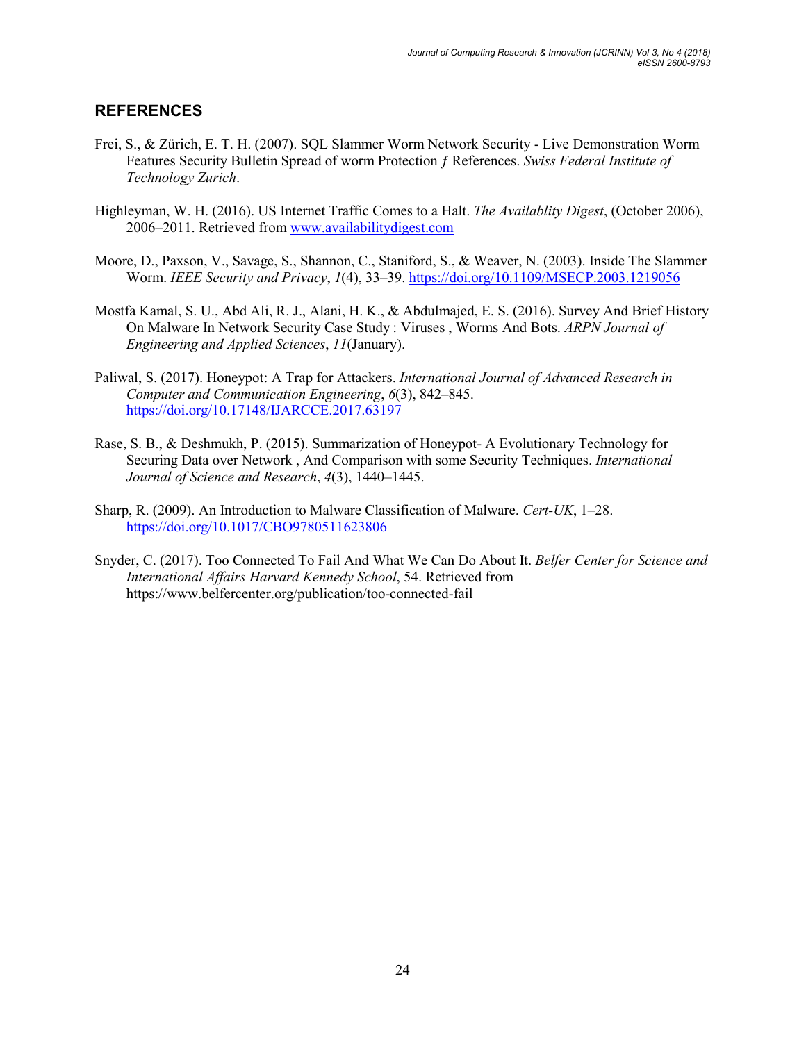## REFERENCES

Frei, S., & Zürich, E. T. H. (2007). SQL Slammer Worm Network Security - Live Demonstration Worm Features Security Bulletin Spread of worm Protection ƒ References. *Swiss Federal Institute of Technology Zurich*.

Highleyman, W. H. (2016). US Internet Traffic Comes to a Halt. *The Availablity Digest*, (October 2006), 2006–2011. Retrieved from www.availabilitydigest.com

Moore, D., Paxson, V., Savage, S., Shannon, C., Staniford, S., & Weaver, N. (2003). Inside The Slammer Worm. *IEEE Security and Privacy*, *1*(4), 33–39. https://doi.org/10.1109/MSECP.2003.1219056

Mostfa Kamal, S. U., Abd Ali, R. J., Alani, H. K., & Abdulmajed, E. S. (2016). Survey And Brief History On Malware In Network Security Case Study : Viruses , Worms And Bots. *ARPN Journal of Engineering and Applied Sciences*, *11*(January).

Paliwal, S. (2017). Honeypot: A Trap for Attackers. *International Journal of Advanced Research in Computer and Communication Engineering*, *6*(3), 842–845. https://doi.org/10.17148/IJARCCE.2017.63197

Rase, S. B., & Deshmukh, P. (2015). Summarization of Honeypot- A Evolutionary Technology for Securing Data over Network , And Comparison with some Security Techniques. *International Journal of Science and Research*, *4*(3), 1440–1445.

Sharp, R. (2009). An Introduction to Malware Classification of Malware. *Cert-UK*, 1–28. https://doi.org/10.1017/CBO9780511623806

Snyder, C. (2017). Too Connected To Fail And What We Can Do About It. *Belfer Center for Science and International Affairs Harvard Kennedy School*, 54. Retrieved from https://www.belfercenter.org/publication/too-connected-fail